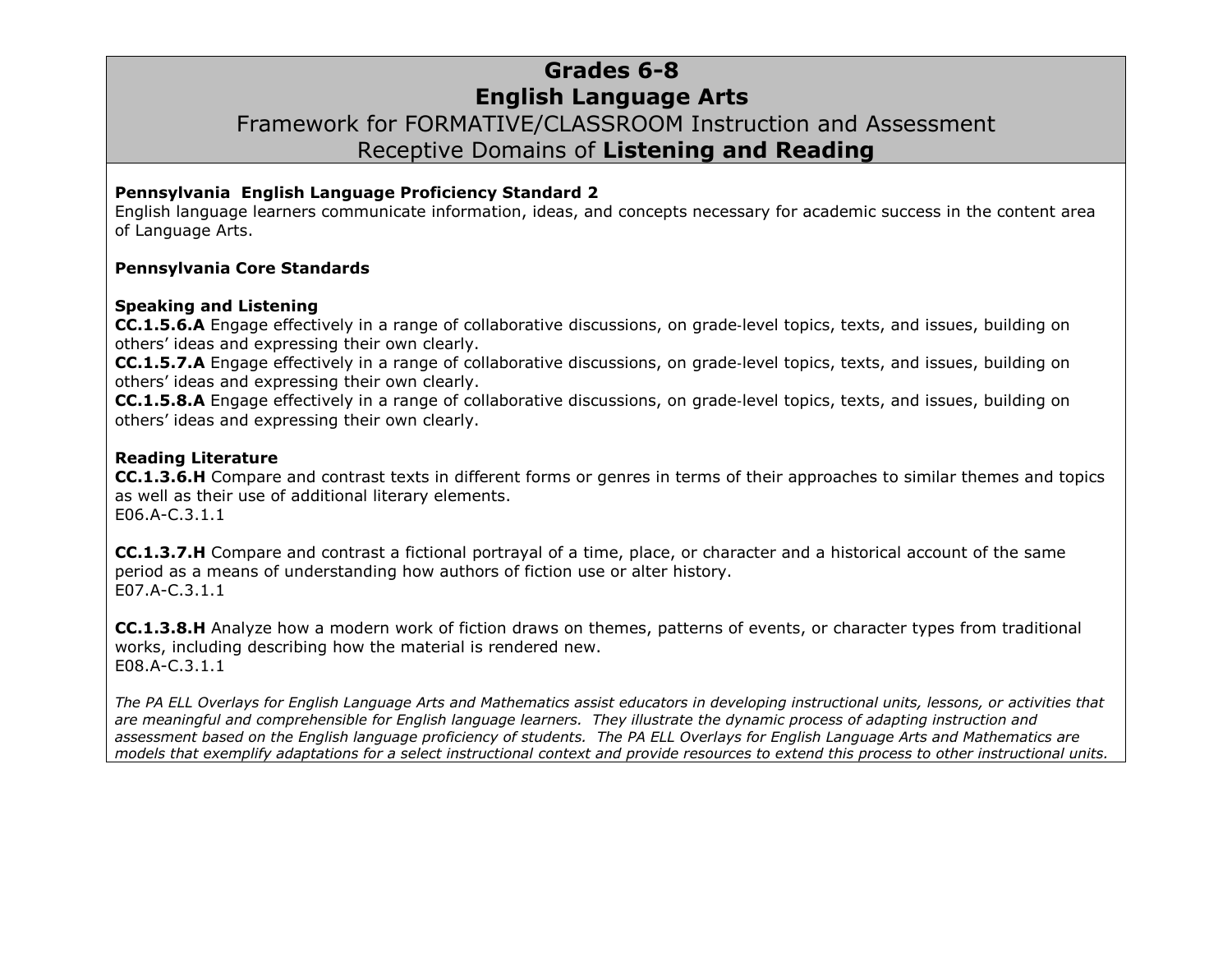# Grades 6-8
# English Language Arts
## Framework for FORMATIVE/CLASSROOM Instruction and Assessment
## Receptive Domains of **Listening and Reading**

**Pennsylvania English Language Proficiency Standard 2**
English language learners communicate information, ideas, and concepts necessary for academic success in the content area of Language Arts.

**Pennsylvania Core Standards**

**Speaking and Listening**
**CC.1.5.6.A** Engage effectively in a range of collaborative discussions, on grade-level topics, texts, and issues, building on others' ideas and expressing their own clearly.
**CC.1.5.7.A** Engage effectively in a range of collaborative discussions, on grade-level topics, texts, and issues, building on others' ideas and expressing their own clearly.
**CC.1.5.8.A** Engage effectively in a range of collaborative discussions, on grade-level topics, texts, and issues, building on others' ideas and expressing their own clearly.

**Reading Literature**
**CC.1.3.6.H** Compare and contrast texts in different forms or genres in terms of their approaches to similar themes and topics as well as their use of additional literary elements.
E06.A-C.3.1.1

**CC.1.3.7.H** Compare and contrast a fictional portrayal of a time, place, or character and a historical account of the same period as a means of understanding how authors of fiction use or alter history.
E07.A-C.3.1.1

**CC.1.3.8.H** Analyze how a modern work of fiction draws on themes, patterns of events, or character types from traditional works, including describing how the material is rendered new.
E08.A-C.3.1.1

*The PA ELL Overlays for English Language Arts and Mathematics assist educators in developing instructional units, lessons, or activities that are meaningful and comprehensible for English language learners. They illustrate the dynamic process of adapting instruction and assessment based on the English language proficiency of students. The PA ELL Overlays for English Language Arts and Mathematics are models that exemplify adaptations for a select instructional context and provide resources to extend this process to other instructional units.*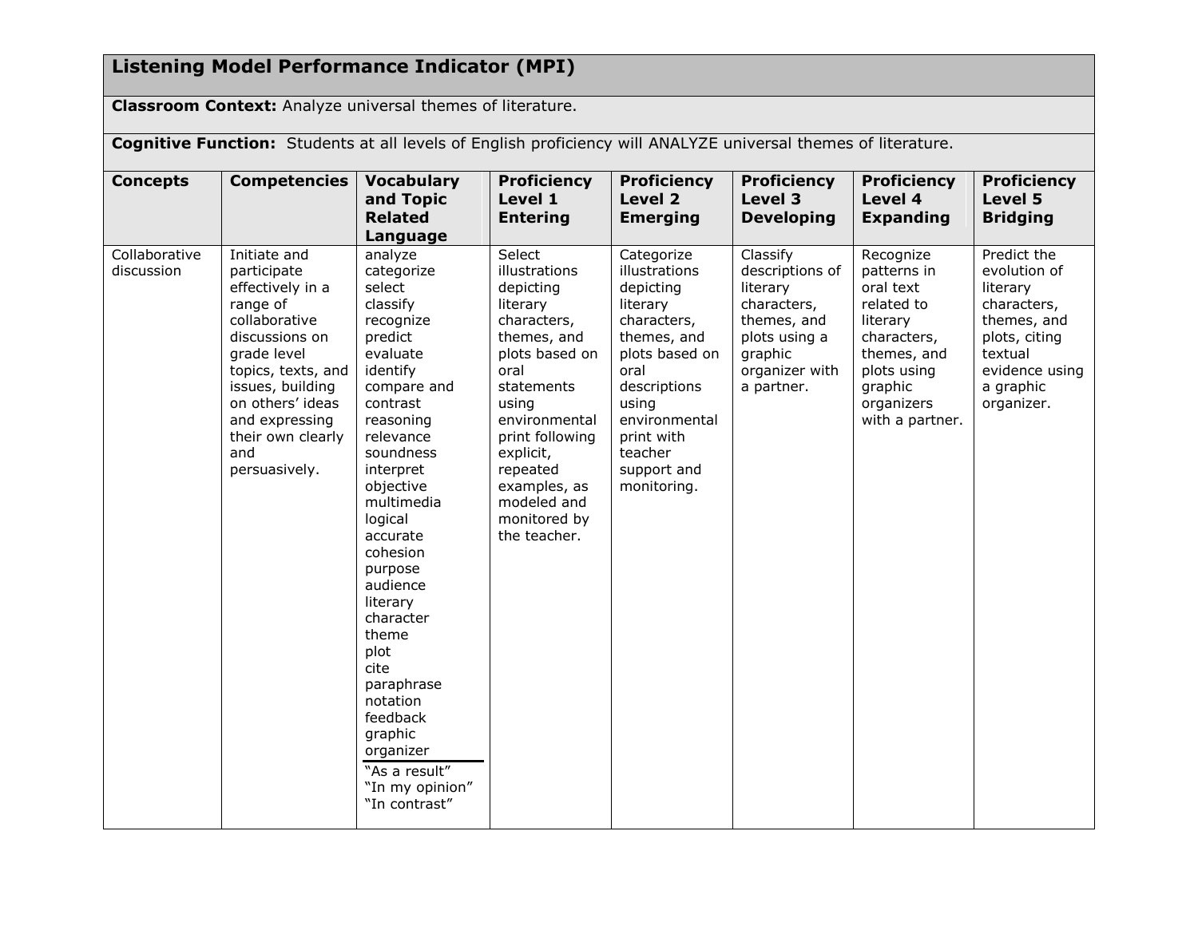## Listening Model Performance Indicator (MPI)

**Classroom Context:** Analyze universal themes of literature.

**Cognitive Function:** Students at all levels of English proficiency will ANALYZE universal themes of literature.

| Concepts | Competencies | Vocabulary and Topic Related Language | Proficiency Level 1 Entering | Proficiency Level 2 Emerging | Proficiency Level 3 Developing | Proficiency Level 4 Expanding | Proficiency Level 5 Bridging |
|---|---|---|---|---|---|---|---|
| Collaborative discussion | Initiate and participate effectively in a range of collaborative discussions on grade level topics, texts, and issues, building on others' ideas and expressing their own clearly and persuasively. | analyze<br>categorize<br>select<br>classify<br>recognize<br>predict<br>evaluate<br>identify<br>compare and contrast<br>reasoning<br>relevance<br>soundness<br>interpret<br>objective<br>multimedia<br>logical<br>accurate<br>cohesion<br>purpose<br>audience<br>literary<br>character<br>theme<br>plot<br>cite<br>paraphrase<br>notation<br>feedback<br>graphic organizer<br>———<br>"As a result"<br>"In my opinion"<br>"In contrast" | Select illustrations depicting literary characters, themes, and plots based on oral statements using environmental print following explicit, repeated examples, as modeled and monitored by the teacher. | Categorize illustrations depicting literary characters, themes, and plots based on oral descriptions using environmental print with teacher support and monitoring. | Classify descriptions of literary characters, themes, and plots using a graphic organizer with a partner. | Recognize patterns in oral text related to literary characters, themes, and plots using graphic organizers with a partner. | Predict the evolution of literary characters, themes, and plots, citing textual evidence using a graphic organizer. |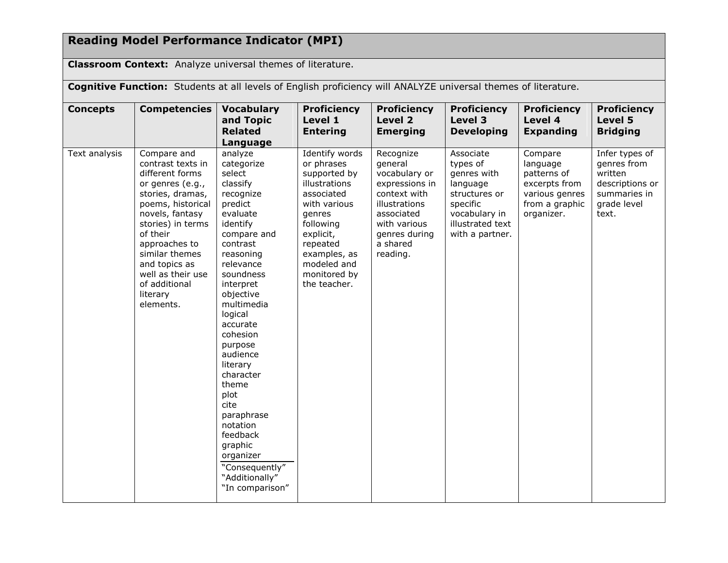## Reading Model Performance Indicator (MPI)

**Classroom Context:** Analyze universal themes of literature.

**Cognitive Function:** Students at all levels of English proficiency will ANALYZE universal themes of literature.

| Concepts | Competencies | Vocabulary and Topic Related Language | Proficiency Level 1 Entering | Proficiency Level 2 Emerging | Proficiency Level 3 Developing | Proficiency Level 4 Expanding | Proficiency Level 5 Bridging |
|---|---|---|---|---|---|---|---|
| Text analysis | Compare and contrast texts in different forms or genres (e.g., stories, dramas, poems, historical novels, fantasy stories) in terms of their approaches to similar themes and topics as well as their use of additional literary elements. | analyze<br>categorize<br>select<br>classify<br>recognize<br>predict<br>evaluate<br>identify<br>compare and contrast<br>reasoning<br>relevance<br>soundness<br>interpret<br>objective<br>multimedia<br>logical<br>accurate<br>cohesion<br>purpose<br>audience<br>literary<br>character<br>theme<br>plot<br>cite<br>paraphrase<br>notation<br>feedback<br>graphic organizer<br>"Consequently"<br>"Additionally"<br>"In comparison" | Identify words or phrases supported by illustrations associated with various genres following explicit, repeated examples, as modeled and monitored by the teacher. | Recognize general vocabulary or expressions in context with illustrations associated with various genres during a shared reading. | Associate types of genres with language structures or specific vocabulary in illustrated text with a partner. | Compare language patterns of excerpts from various genres from a graphic organizer. | Infer types of genres from written descriptions or summaries in grade level text. |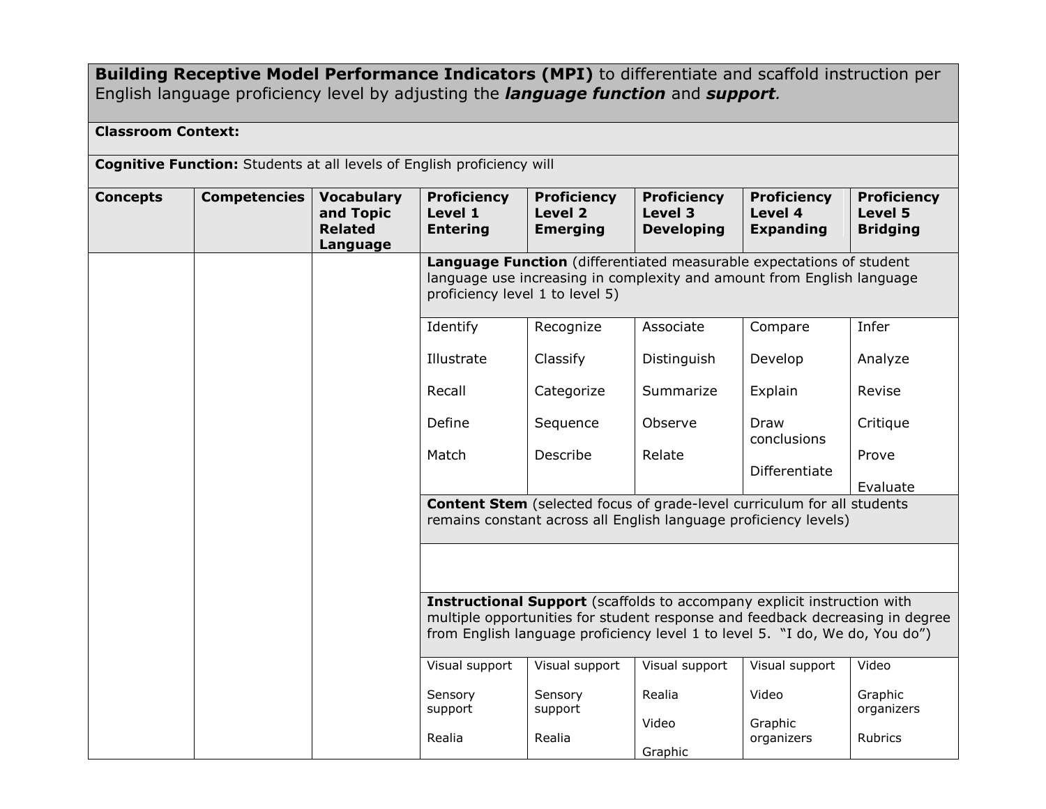**Building Receptive Model Performance Indicators (MPI)** to differentiate and scaffold instruction per English language proficiency level by adjusting the ***language function*** and ***support.***

**Classroom Context:**

**Cognitive Function:** Students at all levels of English proficiency will

| Concepts | Competencies | Vocabulary and Topic Related Language | Proficiency Level 1 Entering | Proficiency Level 2 Emerging | Proficiency Level 3 Developing | Proficiency Level 4 Expanding | Proficiency Level 5 Bridging |
|---|---|---|---|---|---|---|---|
| | | | **Language Function** (differentiated measurable expectations of student language use increasing in complexity and amount from English language proficiency level 1 to level 5) | | | | |
| | | | Identify<br>Illustrate<br>Recall<br>Define<br>Match | Recognize<br>Classify<br>Categorize<br>Sequence<br>Describe | Associate<br>Distinguish<br>Summarize<br>Observe<br>Relate | Compare<br>Develop<br>Explain<br>Draw conclusions<br>Differentiate | Infer<br>Analyze<br>Revise<br>Critique<br>Prove<br>Evaluate |
| | | | **Content Stem** (selected focus of grade-level curriculum for all students remains constant across all English language proficiency levels) | | | | |
| | | | | | | | |
| | | | **Instructional Support** (scaffolds to accompany explicit instruction with multiple opportunities for student response and feedback decreasing in degree from English language proficiency level 1 to level 5. "I do, We do, You do") | | | | |
| | | | Visual support<br>Sensory support<br>Realia | Visual support<br>Sensory support<br>Realia | Visual support<br>Realia<br>Video<br>Graphic | Visual support<br>Video<br>Graphic organizers | Video<br>Graphic organizers<br>Rubrics |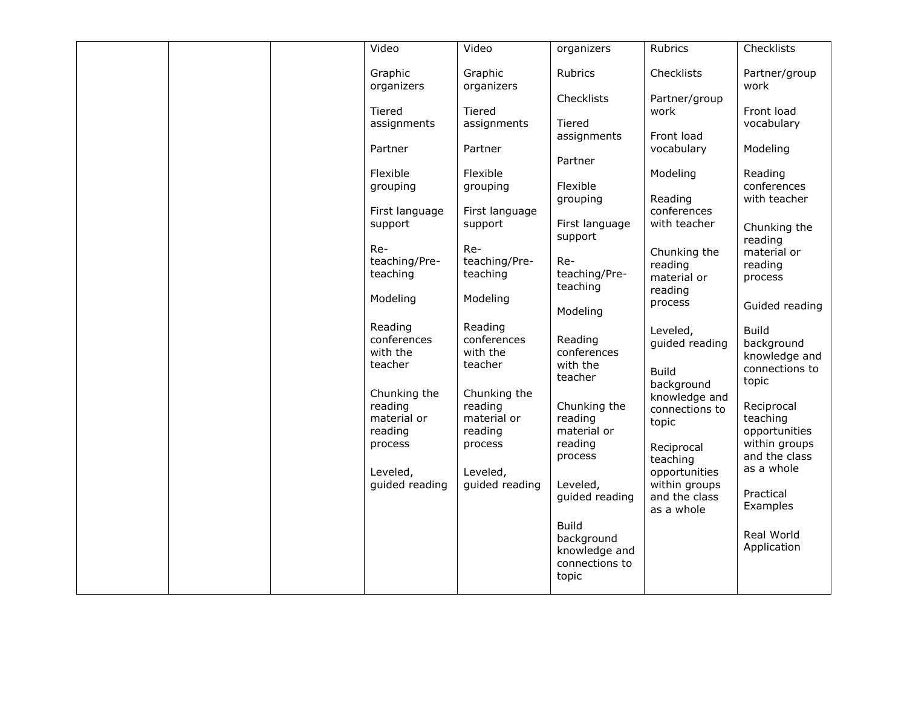| | | | | | | | |
|---|---|---|---|---|---|---|---|
| | | | Video<br><br>Graphic organizers<br><br>Tiered assignments<br><br>Partner<br><br>Flexible grouping<br><br>First language support<br><br>Re-teaching/Pre-teaching<br><br>Modeling<br><br>Reading conferences with the teacher<br><br>Chunking the reading material or reading process<br><br>Leveled, guided reading | Video<br><br>Graphic organizers<br><br>Tiered assignments<br><br>Partner<br><br>Flexible grouping<br><br>First language support<br><br>Re-teaching/Pre-teaching<br><br>Modeling<br><br>Reading conferences with the teacher<br><br>Chunking the reading material or reading process<br><br>Leveled, guided reading | organizers<br><br>Rubrics<br><br>Checklists<br><br>Tiered assignments<br><br>Partner<br><br>Flexible grouping<br><br>First language support<br><br>Re-teaching/Pre-teaching<br><br>Modeling<br><br>Reading conferences with the teacher<br><br>Chunking the reading material or reading process<br><br>Leveled, guided reading<br><br>Build background knowledge and connections to topic | Rubrics<br><br>Checklists<br><br>Partner/group work<br><br>Front load vocabulary<br><br>Modeling<br><br>Reading conferences with teacher<br><br>Chunking the reading material or reading process<br><br>Leveled, guided reading<br><br>Build background knowledge and connections to topic<br><br>Reciprocal teaching opportunities within groups and the class as a whole | Checklists<br><br>Partner/group work<br><br>Front load vocabulary<br><br>Modeling<br><br>Reading conferences with teacher<br><br>Chunking the reading material or reading process<br><br>Guided reading<br><br>Build background knowledge and connections to topic<br><br>Reciprocal teaching opportunities within groups and the class as a whole<br><br>Practical Examples<br><br>Real World Application |